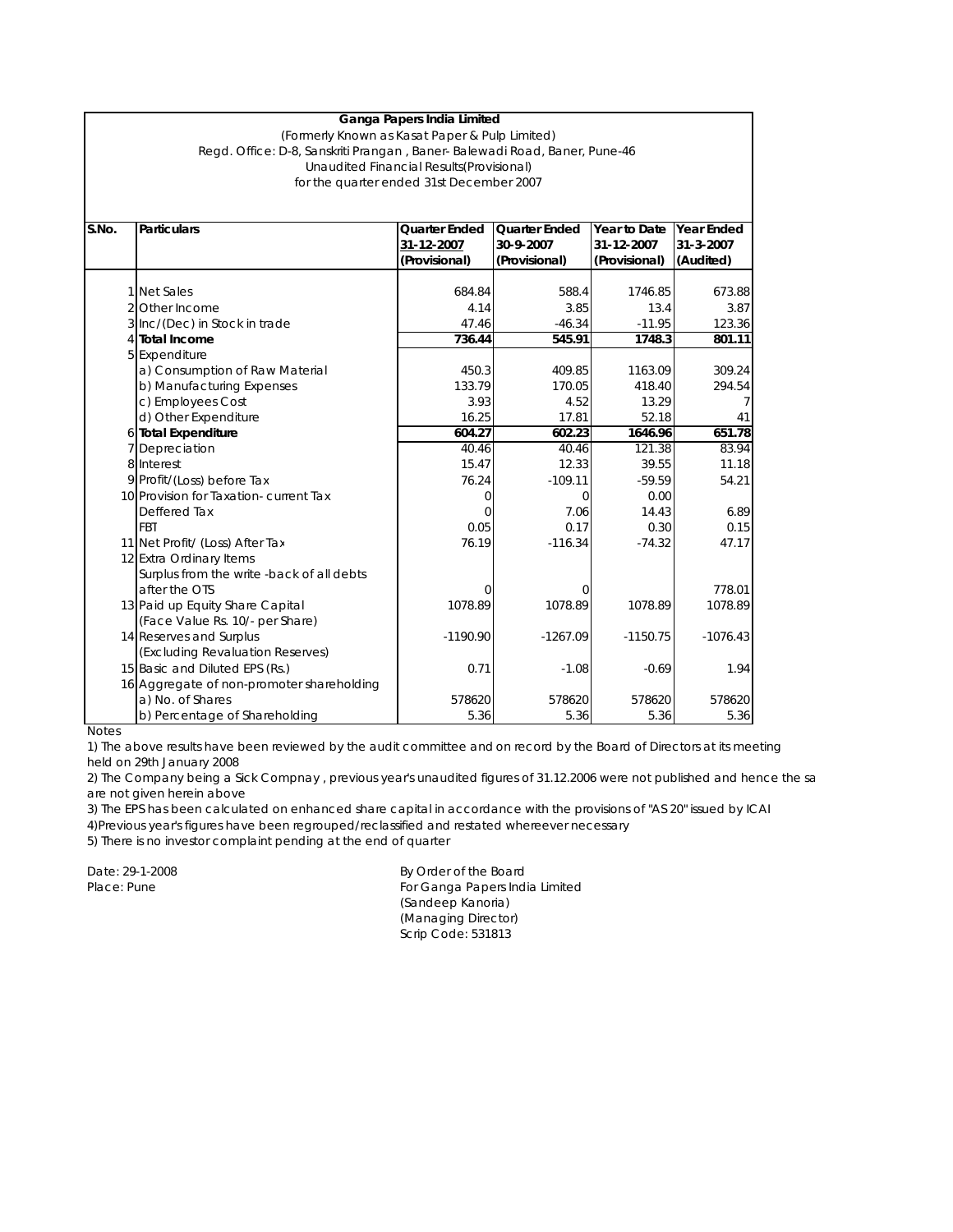# Ganga Papers India Limited

(Formerly Known as Kasat Paper & Pulp Limited)

Regd. Office: D-8, Sanskriti Prangan , Baner- Balewadi Road, Baner, Pune-46

Unaudited Financial Results(Provisional)

for the quarter ended 31st December 2007

| S.No. | Particulars | Quarter Ended 31-12-2007 (Provisional) | Quarter Ended 30-9-2007 (Provisional) | Year to Date 31-12-2007 (Provisional) | Year Ended 31-3-2007 (Audited) |
|---|---|---|---|---|---|
| 1 | Net Sales | 684.84 | 588.4 | 1746.85 | 673.88 |
| 2 | Other Income | 4.14 | 3.85 | 13.4 | 3.87 |
| 3 | Inc/(Dec) in Stock in trade | 47.46 | -46.34 | -11.95 | 123.36 |
| 4 | **Total Income** | **736.44** | **545.91** | **1748.3** | **801.11** |
| 5 | Expenditure | | | | |
| | a) Consumption of Raw Material | 450.3 | 409.85 | 1163.09 | 309.24 |
| | b) Manufacturing Expenses | 133.79 | 170.05 | 418.40 | 294.54 |
| | c) Employees Cost | 3.93 | 4.52 | 13.29 | 7 |
| | d) Other Expenditure | 16.25 | 17.81 | 52.18 | 41 |
| 6 | **Total Expenditure** | **604.27** | **602.23** | **1646.96** | **651.78** |
| 7 | Depreciation | 40.46 | 40.46 | 121.38 | 83.94 |
| 8 | Interest | 15.47 | 12.33 | 39.55 | 11.18 |
| 9 | Profit/(Loss) before Tax | 76.24 | -109.11 | -59.59 | 54.21 |
| 10 | Provision for Taxation- current Tax | 0 | 0 | 0.00 | |
| | Deffered Tax | 0 | 7.06 | 14.43 | 6.89 |
| | FBT | 0.05 | 0.17 | 0.30 | 0.15 |
| 11 | Net Profit/ (Loss) After Tax | 76.19 | -116.34 | -74.32 | 47.17 |
| 12 | Extra Ordinary Items | | | | |
| | Surplus from the write -back of all debts after the OTS | 0 | 0 | | 778.01 |
| 13 | Paid up Equity Share Capital (Face Value Rs. 10/- per Share) | 1078.89 | 1078.89 | 1078.89 | 1078.89 |
| 14 | Reserves and Surplus (Excluding Revaluation Reserves) | -1190.90 | -1267.09 | -1150.75 | -1076.43 |
| 15 | Basic and Diluted EPS (Rs.) | 0.71 | -1.08 | -0.69 | 1.94 |
| 16 | Aggregate of non-promoter shareholding | | | | |
| | a) No. of Shares | 578620 | 578620 | 578620 | 578620 |
| | b) Percentage of Shareholding | 5.36 | 5.36 | 5.36 | 5.36 |

Notes

1) The above results have been reviewed by the audit committee and on record by the Board of Directors at its meeting held on 29th January 2008

2) The Company being a Sick Compnay , previous year's unaudited figures of 31.12.2006 were not published and hence the sa are not given herein above

3) The EPS has been calculated on enhanced share capital in accordance with the provisions of "AS 20" issued by ICAI

4)Previous year's figures have been regrouped/reclassified and restated whereever necessary

5) There is no investor complaint pending at the end of quarter

Date: 29-1-2008
Place: Pune

By Order of the Board
For Ganga Papers India Limited
(Sandeep Kanoria)
(Managing Director)
Scrip Code: 531813